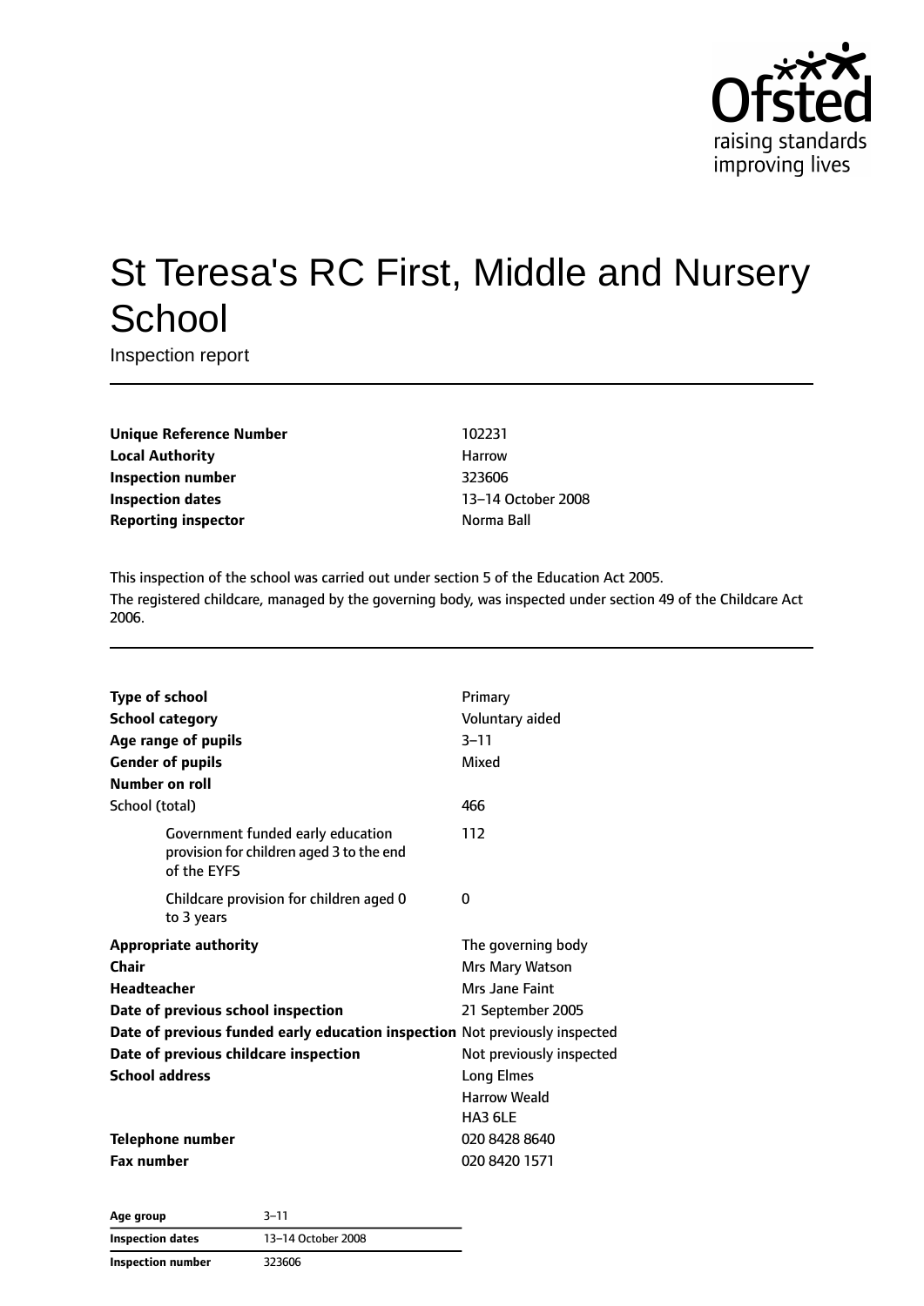# St Teresa's RC First, Middle and Nursery School

Inspection report

| | |
|---|---|
| **Unique Reference Number** | 102231 |
| **Local Authority** | Harrow |
| **Inspection number** | 323606 |
| **Inspection dates** | 13–14 October 2008 |
| **Reporting inspector** | Norma Ball |

This inspection of the school was carried out under section 5 of the Education Act 2005.

The registered childcare, managed by the governing body, was inspected under section 49 of the Childcare Act 2006.

| | |
|---|---|
| **Type of school** | Primary |
| **School category** | Voluntary aided |
| **Age range of pupils** | 3–11 |
| **Gender of pupils** | Mixed |
| **Number on roll** | |
| School (total) | 466 |
| Government funded early education provision for children aged 3 to the end of the EYFS | 112 |
| Childcare provision for children aged 0 to 3 years | 0 |
| **Appropriate authority** | The governing body |
| **Chair** | Mrs Mary Watson |
| **Headteacher** | Mrs Jane Faint |
| **Date of previous school inspection** | 21 September 2005 |
| **Date of previous funded early education inspection** | Not previously inspected |
| **Date of previous childcare inspection** | Not previously inspected |
| **School address** | Long Elmes<br>Harrow Weald<br>HA3 6LE |
| **Telephone number** | 020 8428 8640 |
| **Fax number** | 020 8420 1571 |

| | |
|---|---|
| **Age group** | 3–11 |
| **Inspection dates** | 13–14 October 2008 |
| **Inspection number** | 323606 |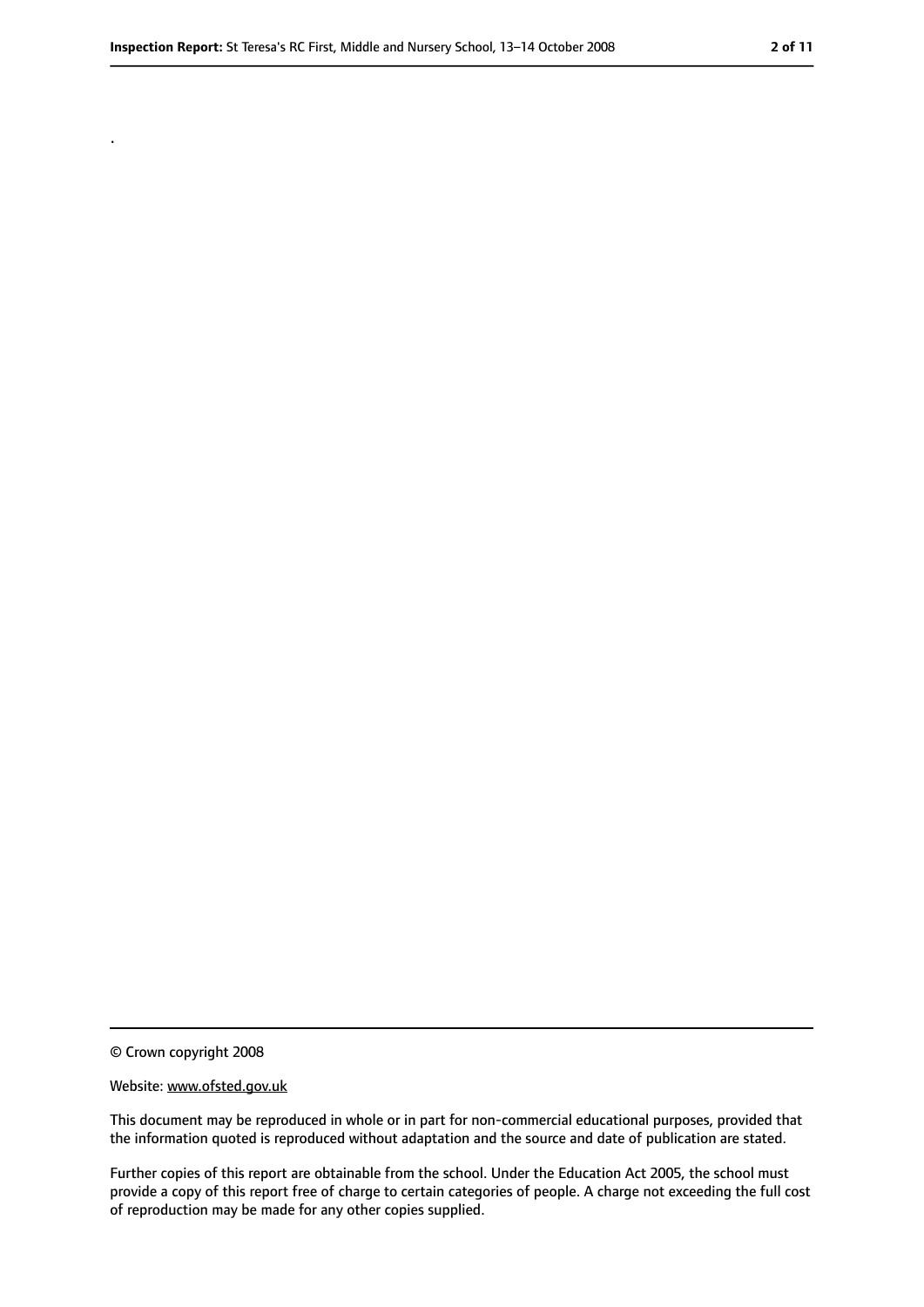.

© Crown copyright 2008

Website: www.ofsted.gov.uk

This document may be reproduced in whole or in part for non-commercial educational purposes, provided that the information quoted is reproduced without adaptation and the source and date of publication are stated.

Further copies of this report are obtainable from the school. Under the Education Act 2005, the school must provide a copy of this report free of charge to certain categories of people. A charge not exceeding the full cost of reproduction may be made for any other copies supplied.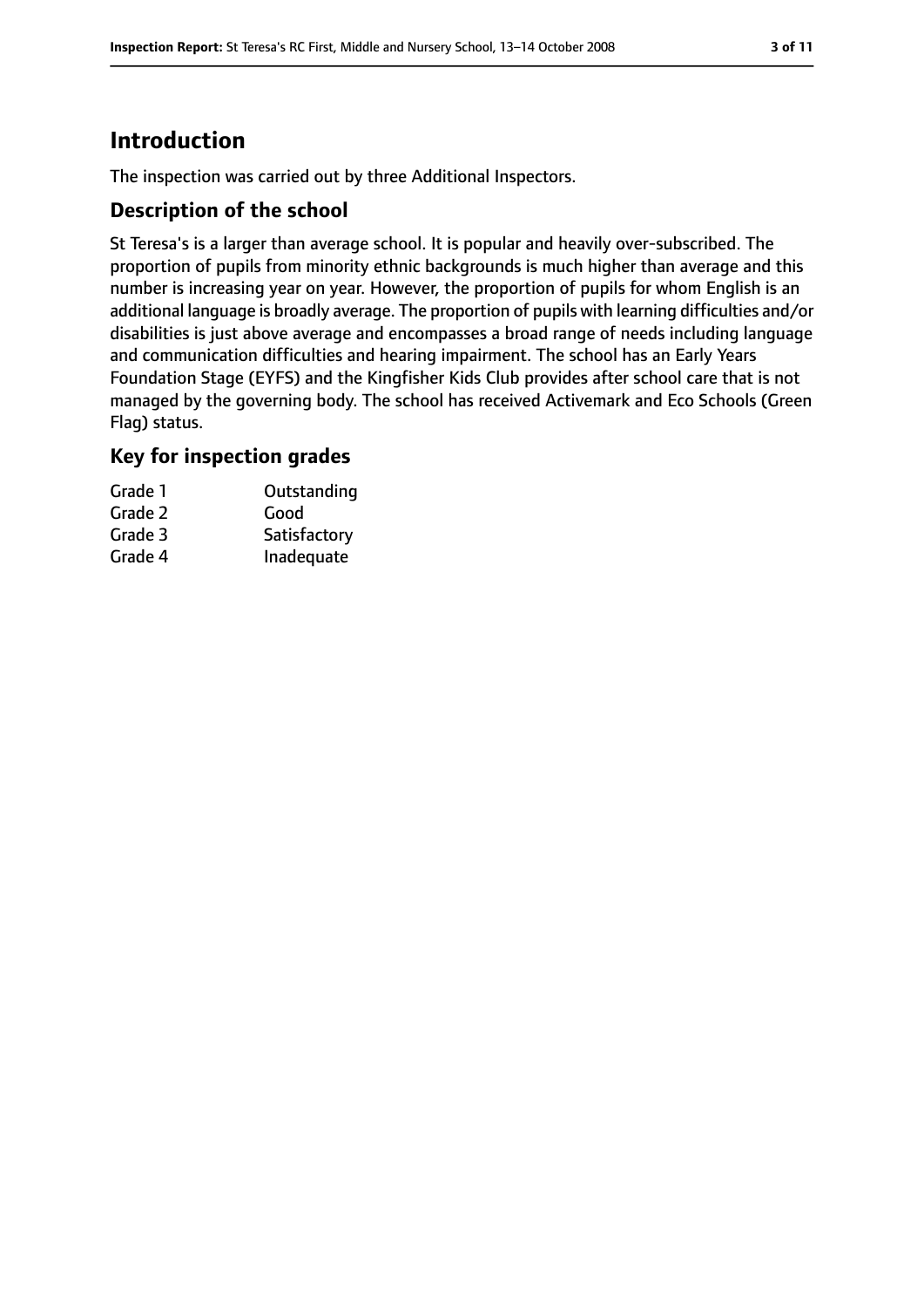# Introduction

The inspection was carried out by three Additional Inspectors.

## Description of the school

St Teresa's is a larger than average school. It is popular and heavily over-subscribed. The proportion of pupils from minority ethnic backgrounds is much higher than average and this number is increasing year on year. However, the proportion of pupils for whom English is an additional language is broadly average. The proportion of pupils with learning difficulties and/or disabilities is just above average and encompasses a broad range of needs including language and communication difficulties and hearing impairment. The school has an Early Years Foundation Stage (EYFS) and the Kingfisher Kids Club provides after school care that is not managed by the governing body. The school has received Activemark and Eco Schools (Green Flag) status.

## Key for inspection grades

| | |
|---|---|
| Grade 1 | Outstanding |
| Grade 2 | Good |
| Grade 3 | Satisfactory |
| Grade 4 | Inadequate |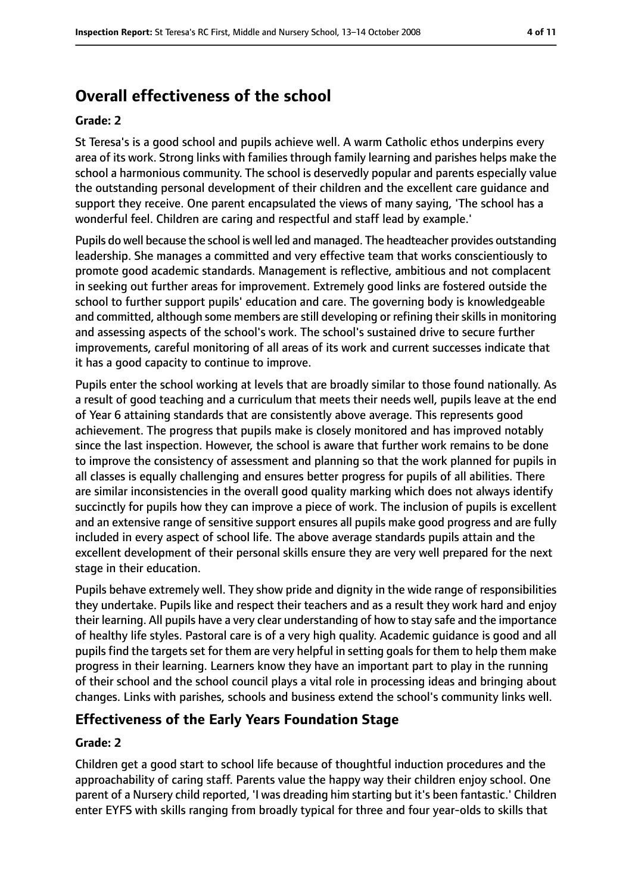## Overall effectiveness of the school

### Grade: 2

St Teresa's is a good school and pupils achieve well. A warm Catholic ethos underpins every area of its work. Strong links with families through family learning and parishes helps make the school a harmonious community. The school is deservedly popular and parents especially value the outstanding personal development of their children and the excellent care guidance and support they receive. One parent encapsulated the views of many saying, 'The school has a wonderful feel. Children are caring and respectful and staff lead by example.'

Pupils do well because the school is well led and managed. The headteacher provides outstanding leadership. She manages a committed and very effective team that works conscientiously to promote good academic standards. Management is reflective, ambitious and not complacent in seeking out further areas for improvement. Extremely good links are fostered outside the school to further support pupils' education and care. The governing body is knowledgeable and committed, although some members are still developing or refining their skills in monitoring and assessing aspects of the school's work. The school's sustained drive to secure further improvements, careful monitoring of all areas of its work and current successes indicate that it has a good capacity to continue to improve.

Pupils enter the school working at levels that are broadly similar to those found nationally. As a result of good teaching and a curriculum that meets their needs well, pupils leave at the end of Year 6 attaining standards that are consistently above average. This represents good achievement. The progress that pupils make is closely monitored and has improved notably since the last inspection. However, the school is aware that further work remains to be done to improve the consistency of assessment and planning so that the work planned for pupils in all classes is equally challenging and ensures better progress for pupils of all abilities. There are similar inconsistencies in the overall good quality marking which does not always identify succinctly for pupils how they can improve a piece of work. The inclusion of pupils is excellent and an extensive range of sensitive support ensures all pupils make good progress and are fully included in every aspect of school life. The above average standards pupils attain and the excellent development of their personal skills ensure they are very well prepared for the next stage in their education.

Pupils behave extremely well. They show pride and dignity in the wide range of responsibilities they undertake. Pupils like and respect their teachers and as a result they work hard and enjoy their learning. All pupils have a very clear understanding of how to stay safe and the importance of healthy life styles. Pastoral care is of a very high quality. Academic guidance is good and all pupils find the targets set for them are very helpful in setting goals for them to help them make progress in their learning. Learners know they have an important part to play in the running of their school and the school council plays a vital role in processing ideas and bringing about changes. Links with parishes, schools and business extend the school's community links well.

## Effectiveness of the Early Years Foundation Stage

### Grade: 2

Children get a good start to school life because of thoughtful induction procedures and the approachability of caring staff. Parents value the happy way their children enjoy school. One parent of a Nursery child reported, 'I was dreading him starting but it's been fantastic.' Children enter EYFS with skills ranging from broadly typical for three and four year-olds to skills that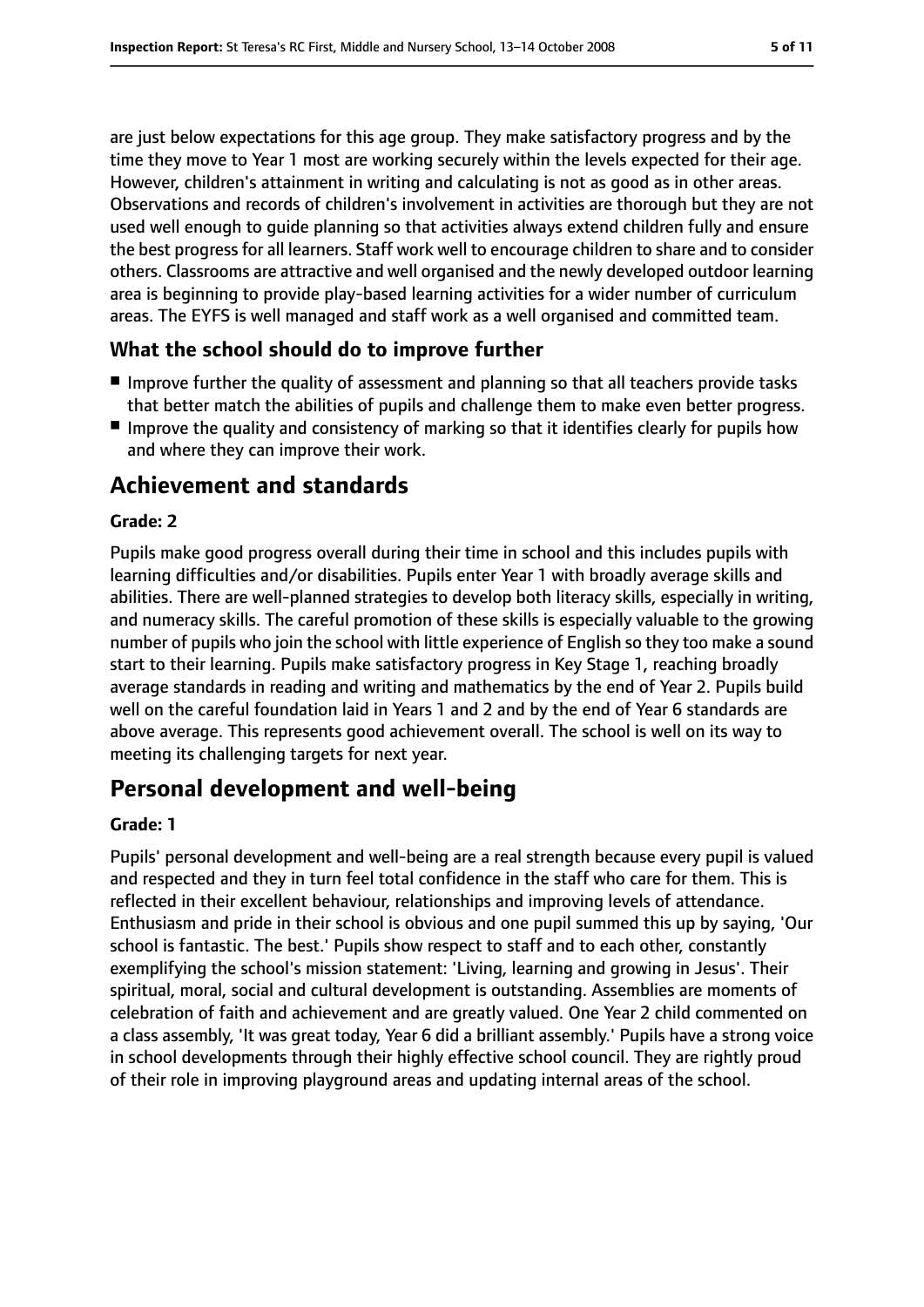are just below expectations for this age group. They make satisfactory progress and by the time they move to Year 1 most are working securely within the levels expected for their age. However, children's attainment in writing and calculating is not as good as in other areas. Observations and records of children's involvement in activities are thorough but they are not used well enough to guide planning so that activities always extend children fully and ensure the best progress for all learners. Staff work well to encourage children to share and to consider others. Classrooms are attractive and well organised and the newly developed outdoor learning area is beginning to provide play-based learning activities for a wider number of curriculum areas. The EYFS is well managed and staff work as a well organised and committed team.

### What the school should do to improve further

- Improve further the quality of assessment and planning so that all teachers provide tasks that better match the abilities of pupils and challenge them to make even better progress.
- Improve the quality and consistency of marking so that it identifies clearly for pupils how and where they can improve their work.

## Achievement and standards

#### Grade: 2

Pupils make good progress overall during their time in school and this includes pupils with learning difficulties and/or disabilities. Pupils enter Year 1 with broadly average skills and abilities. There are well-planned strategies to develop both literacy skills, especially in writing, and numeracy skills. The careful promotion of these skills is especially valuable to the growing number of pupils who join the school with little experience of English so they too make a sound start to their learning. Pupils make satisfactory progress in Key Stage 1, reaching broadly average standards in reading and writing and mathematics by the end of Year 2. Pupils build well on the careful foundation laid in Years 1 and 2 and by the end of Year 6 standards are above average. This represents good achievement overall. The school is well on its way to meeting its challenging targets for next year.

## Personal development and well-being

#### Grade: 1

Pupils' personal development and well-being are a real strength because every pupil is valued and respected and they in turn feel total confidence in the staff who care for them. This is reflected in their excellent behaviour, relationships and improving levels of attendance. Enthusiasm and pride in their school is obvious and one pupil summed this up by saying, 'Our school is fantastic. The best.' Pupils show respect to staff and to each other, constantly exemplifying the school's mission statement: 'Living, learning and growing in Jesus'. Their spiritual, moral, social and cultural development is outstanding. Assemblies are moments of celebration of faith and achievement and are greatly valued. One Year 2 child commented on a class assembly, 'It was great today, Year 6 did a brilliant assembly.' Pupils have a strong voice in school developments through their highly effective school council. They are rightly proud of their role in improving playground areas and updating internal areas of the school.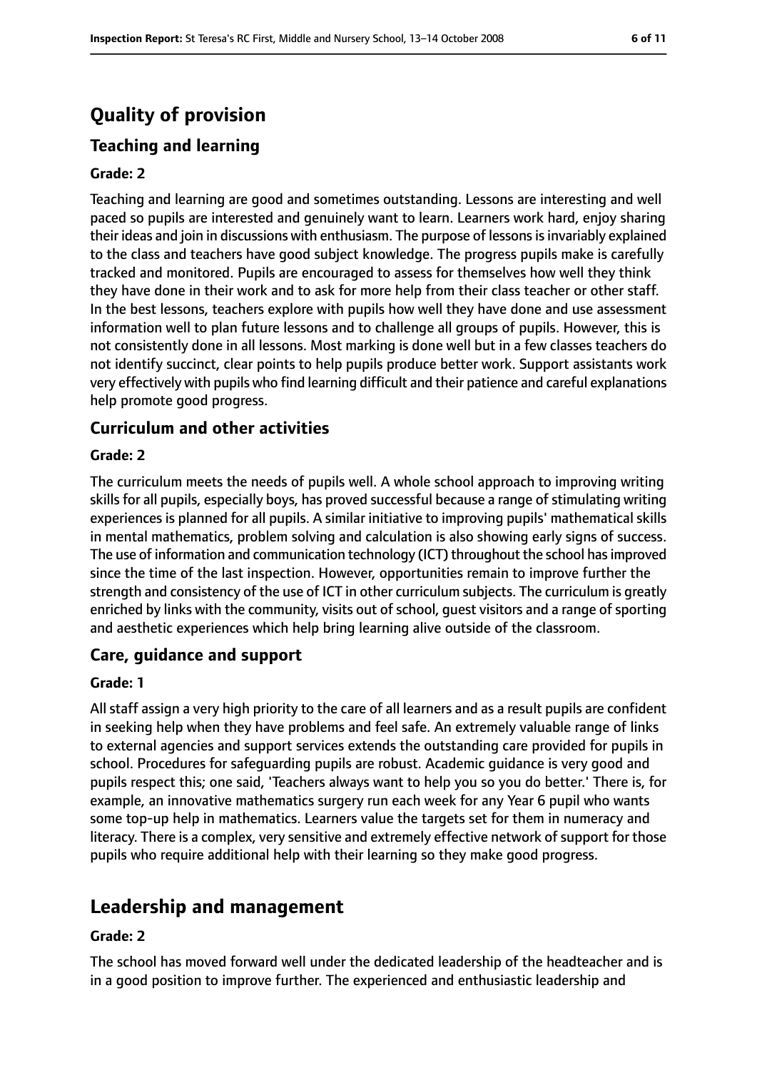# Quality of provision

## Teaching and learning

### Grade: 2

Teaching and learning are good and sometimes outstanding. Lessons are interesting and well paced so pupils are interested and genuinely want to learn. Learners work hard, enjoy sharing their ideas and join in discussions with enthusiasm. The purpose of lessons is invariably explained to the class and teachers have good subject knowledge. The progress pupils make is carefully tracked and monitored. Pupils are encouraged to assess for themselves how well they think they have done in their work and to ask for more help from their class teacher or other staff. In the best lessons, teachers explore with pupils how well they have done and use assessment information well to plan future lessons and to challenge all groups of pupils. However, this is not consistently done in all lessons. Most marking is done well but in a few classes teachers do not identify succinct, clear points to help pupils produce better work. Support assistants work very effectively with pupils who find learning difficult and their patience and careful explanations help promote good progress.

## Curriculum and other activities

### Grade: 2

The curriculum meets the needs of pupils well. A whole school approach to improving writing skills for all pupils, especially boys, has proved successful because a range of stimulating writing experiences is planned for all pupils. A similar initiative to improving pupils' mathematical skills in mental mathematics, problem solving and calculation is also showing early signs of success. The use of information and communication technology (ICT) throughout the school has improved since the time of the last inspection. However, opportunities remain to improve further the strength and consistency of the use of ICT in other curriculum subjects. The curriculum is greatly enriched by links with the community, visits out of school, guest visitors and a range of sporting and aesthetic experiences which help bring learning alive outside of the classroom.

## Care, guidance and support

### Grade: 1

All staff assign a very high priority to the care of all learners and as a result pupils are confident in seeking help when they have problems and feel safe. An extremely valuable range of links to external agencies and support services extends the outstanding care provided for pupils in school. Procedures for safeguarding pupils are robust. Academic guidance is very good and pupils respect this; one said, 'Teachers always want to help you so you do better.' There is, for example, an innovative mathematics surgery run each week for any Year 6 pupil who wants some top-up help in mathematics. Learners value the targets set for them in numeracy and literacy. There is a complex, very sensitive and extremely effective network of support for those pupils who require additional help with their learning so they make good progress.

# Leadership and management

### Grade: 2

The school has moved forward well under the dedicated leadership of the headteacher and is in a good position to improve further. The experienced and enthusiastic leadership and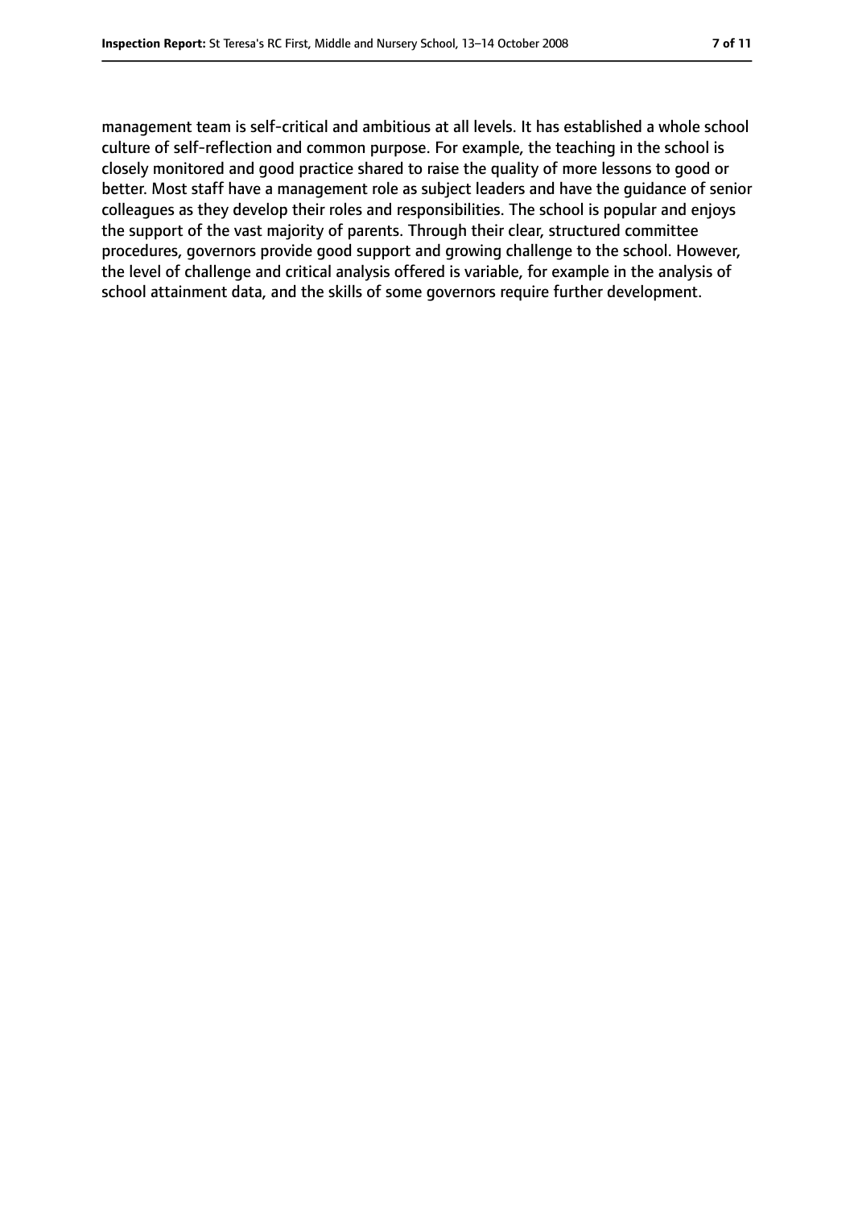management team is self-critical and ambitious at all levels. It has established a whole school culture of self-reflection and common purpose. For example, the teaching in the school is closely monitored and good practice shared to raise the quality of more lessons to good or better. Most staff have a management role as subject leaders and have the guidance of senior colleagues as they develop their roles and responsibilities. The school is popular and enjoys the support of the vast majority of parents. Through their clear, structured committee procedures, governors provide good support and growing challenge to the school. However, the level of challenge and critical analysis offered is variable, for example in the analysis of school attainment data, and the skills of some governors require further development.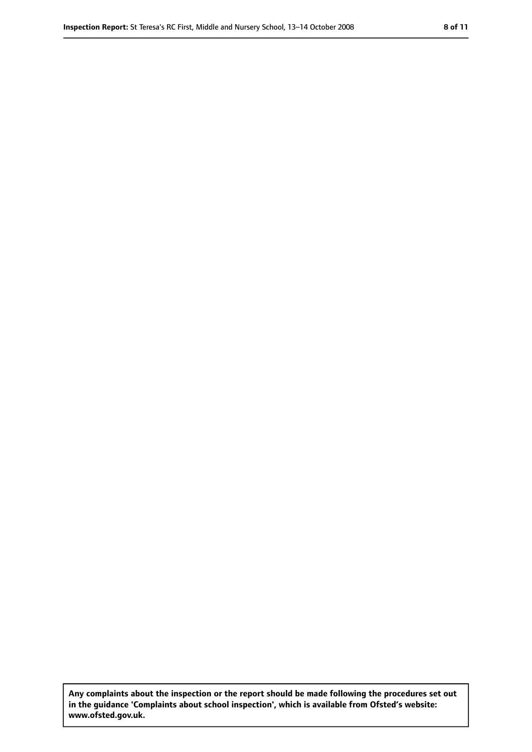**Any complaints about the inspection or the report should be made following the procedures set out in the guidance 'Complaints about school inspection', which is available from Ofsted's website: www.ofsted.gov.uk.**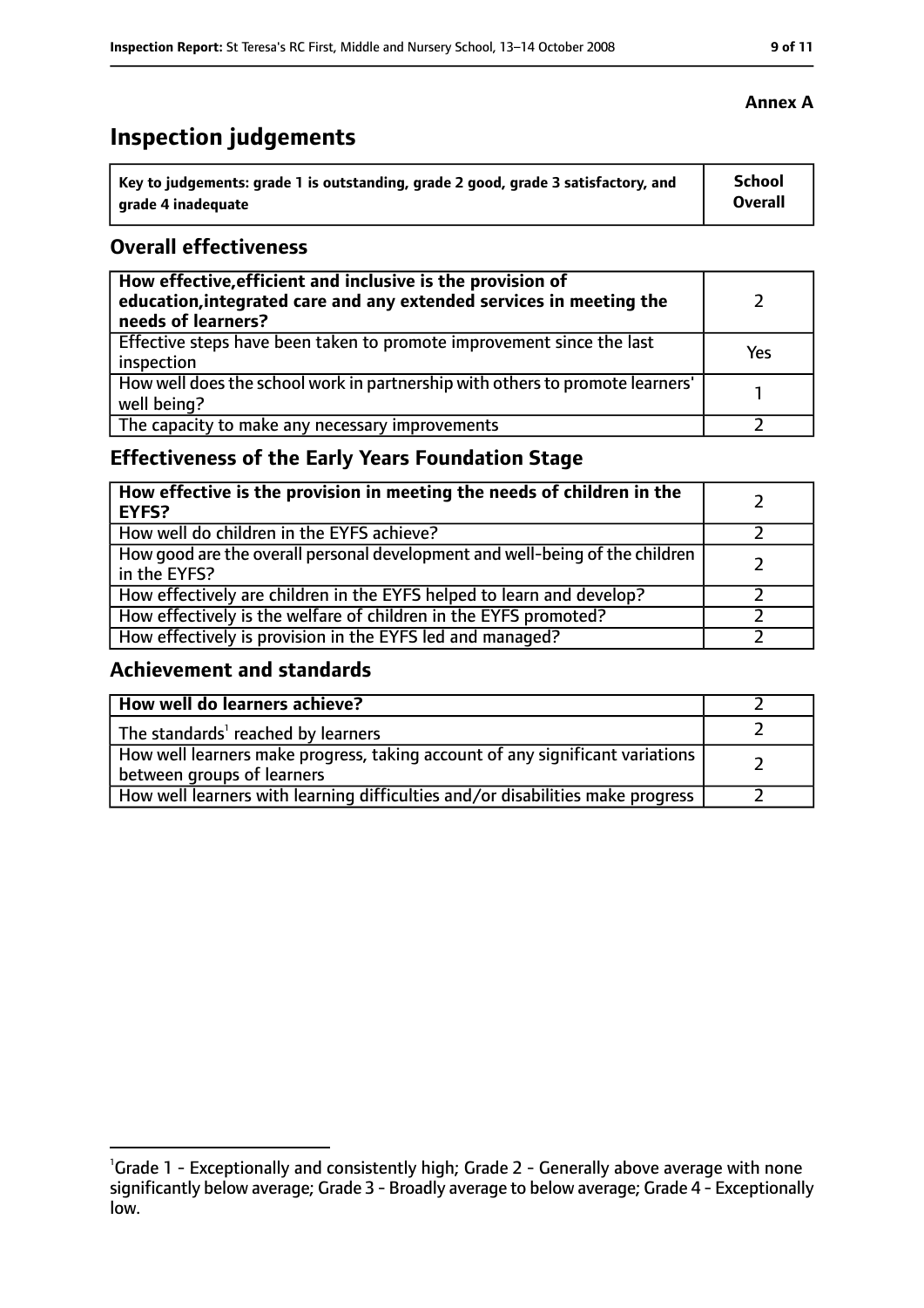**Annex A**

# Inspection judgements

| Key to judgements: grade 1 is outstanding, grade 2 good, grade 3 satisfactory, and grade 4 inadequate | School Overall |
|---|---|

## Overall effectiveness

| | |
|---|---|
| **How effective, efficient and inclusive is the provision of education, integrated care and any extended services in meeting the needs of learners?** | 2 |
| Effective steps have been taken to promote improvement since the last inspection | Yes |
| How well does the school work in partnership with others to promote learners' well being? | 1 |
| The capacity to make any necessary improvements | 2 |

## Effectiveness of the Early Years Foundation Stage

| | |
|---|---|
| **How effective is the provision in meeting the needs of children in the EYFS?** | 2 |
| How well do children in the EYFS achieve? | 2 |
| How good are the overall personal development and well-being of the children in the EYFS? | 2 |
| How effectively are children in the EYFS helped to learn and develop? | 2 |
| How effectively is the welfare of children in the EYFS promoted? | 2 |
| How effectively is provision in the EYFS led and managed? | 2 |

## Achievement and standards

| | |
|---|---|
| **How well do learners achieve?** | 2 |
| The standards[1] reached by learners | 2 |
| How well learners make progress, taking account of any significant variations between groups of learners | 2 |
| How well learners with learning difficulties and/or disabilities make progress | 2 |

[1] Grade 1 - Exceptionally and consistently high; Grade 2 - Generally above average with none significantly below average; Grade 3 - Broadly average to below average; Grade 4 - Exceptionally low.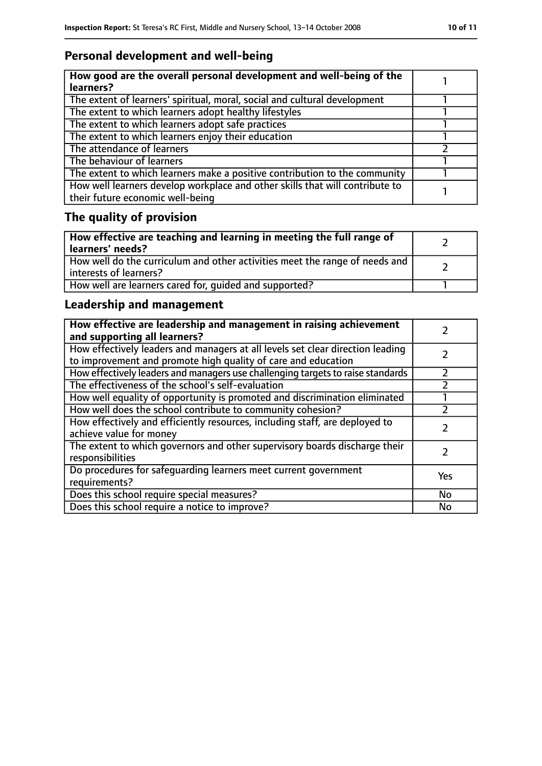## Personal development and well-being

| **How good are the overall personal development and well-being of the learners?** | 1 |
|---|---|
| The extent of learners' spiritual, moral, social and cultural development | 1 |
| The extent to which learners adopt healthy lifestyles | 1 |
| The extent to which learners adopt safe practices | 1 |
| The extent to which learners enjoy their education | 1 |
| The attendance of learners | 2 |
| The behaviour of learners | 1 |
| The extent to which learners make a positive contribution to the community | 1 |
| How well learners develop workplace and other skills that will contribute to their future economic well-being | 1 |

## The quality of provision

| **How effective are teaching and learning in meeting the full range of learners' needs?** | 2 |
|---|---|
| How well do the curriculum and other activities meet the range of needs and interests of learners? | 2 |
| How well are learners cared for, guided and supported? | 1 |

## Leadership and management

| **How effective are leadership and management in raising achievement and supporting all learners?** | 2 |
|---|---|
| How effectively leaders and managers at all levels set clear direction leading to improvement and promote high quality of care and education | 2 |
| How effectively leaders and managers use challenging targets to raise standards | 2 |
| The effectiveness of the school's self-evaluation | 2 |
| How well equality of opportunity is promoted and discrimination eliminated | 1 |
| How well does the school contribute to community cohesion? | 2 |
| How effectively and efficiently resources, including staff, are deployed to achieve value for money | 2 |
| The extent to which governors and other supervisory boards discharge their responsibilities | 2 |
| Do procedures for safeguarding learners meet current government requirements? | Yes |
| Does this school require special measures? | No |
| Does this school require a notice to improve? | No |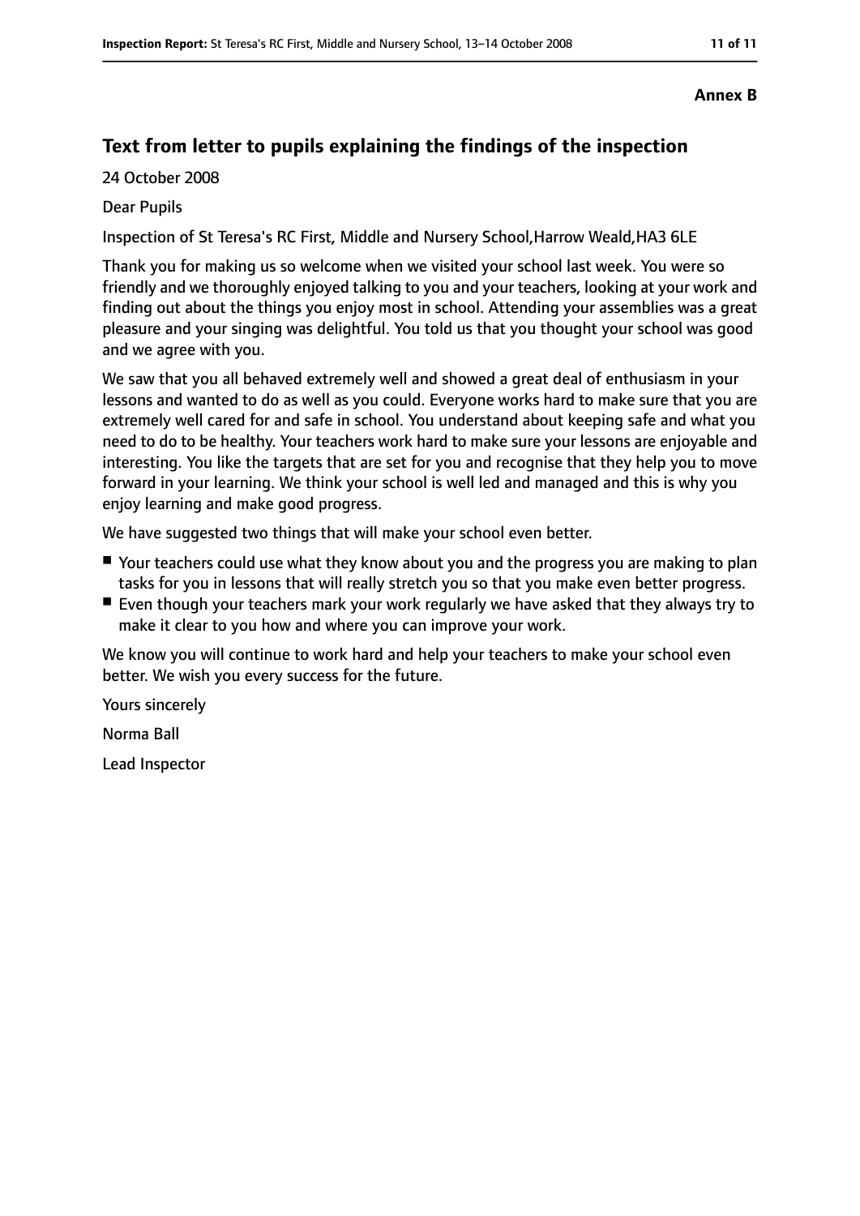**Annex B**

## Text from letter to pupils explaining the findings of the inspection

24 October 2008

Dear Pupils

Inspection of St Teresa's RC First, Middle and Nursery School,Harrow Weald,HA3 6LE

Thank you for making us so welcome when we visited your school last week. You were so friendly and we thoroughly enjoyed talking to you and your teachers, looking at your work and finding out about the things you enjoy most in school. Attending your assemblies was a great pleasure and your singing was delightful. You told us that you thought your school was good and we agree with you.

We saw that you all behaved extremely well and showed a great deal of enthusiasm in your lessons and wanted to do as well as you could. Everyone works hard to make sure that you are extremely well cared for and safe in school. You understand about keeping safe and what you need to do to be healthy. Your teachers work hard to make sure your lessons are enjoyable and interesting. You like the targets that are set for you and recognise that they help you to move forward in your learning. We think your school is well led and managed and this is why you enjoy learning and make good progress.

We have suggested two things that will make your school even better.

- Your teachers could use what they know about you and the progress you are making to plan tasks for you in lessons that will really stretch you so that you make even better progress.
- Even though your teachers mark your work regularly we have asked that they always try to make it clear to you how and where you can improve your work.

We know you will continue to work hard and help your teachers to make your school even better. We wish you every success for the future.

Yours sincerely

Norma Ball

Lead Inspector